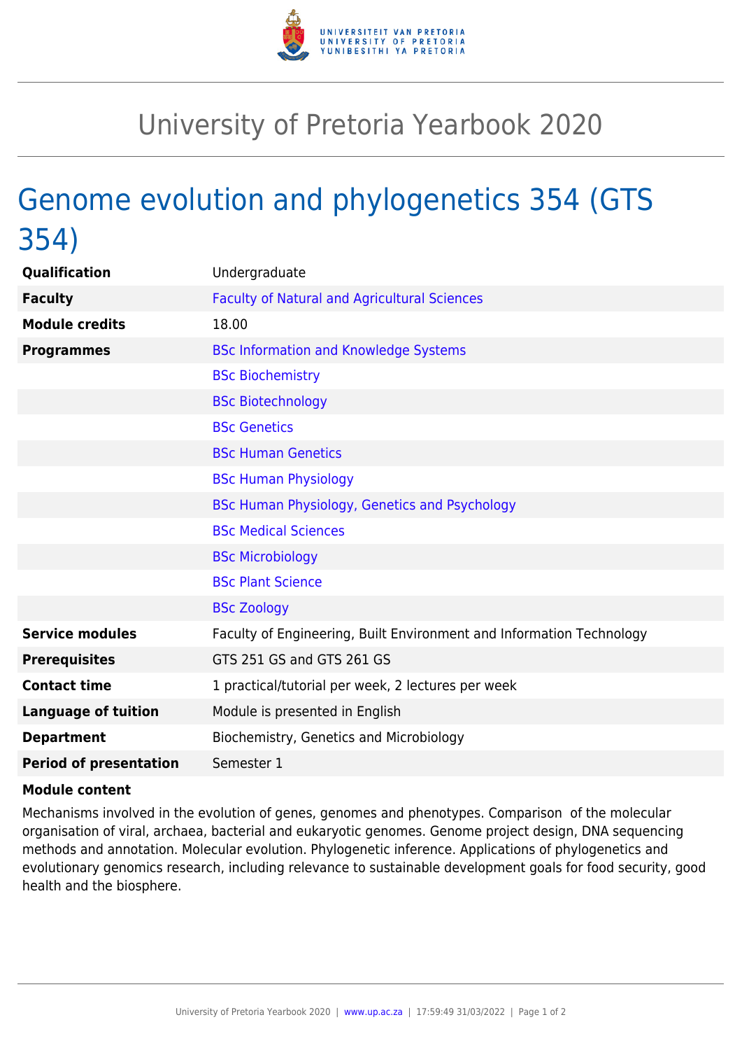# University of Pretoria Yearbook 2020

## Genome evolution and phylogenetics 354 (GTS 354)

| | |
|---|---|
| **Qualification** | Undergraduate |
| **Faculty** | Faculty of Natural and Agricultural Sciences |
| **Module credits** | 18.00 |
| **Programmes** | BSc Information and Knowledge Systems |
| | BSc Biochemistry |
| | BSc Biotechnology |
| | BSc Genetics |
| | BSc Human Genetics |
| | BSc Human Physiology |
| | BSc Human Physiology, Genetics and Psychology |
| | BSc Medical Sciences |
| | BSc Microbiology |
| | BSc Plant Science |
| | BSc Zoology |
| **Service modules** | Faculty of Engineering, Built Environment and Information Technology |
| **Prerequisites** | GTS 251 GS and GTS 261 GS |
| **Contact time** | 1 practical/tutorial per week, 2 lectures per week |
| **Language of tuition** | Module is presented in English |
| **Department** | Biochemistry, Genetics and Microbiology |
| **Period of presentation** | Semester 1 |

**Module content**

Mechanisms involved in the evolution of genes, genomes and phenotypes. Comparison of the molecular organisation of viral, archaea, bacterial and eukaryotic genomes. Genome project design, DNA sequencing methods and annotation. Molecular evolution. Phylogenetic inference. Applications of phylogenetics and evolutionary genomics research, including relevance to sustainable development goals for food security, good health and the biosphere.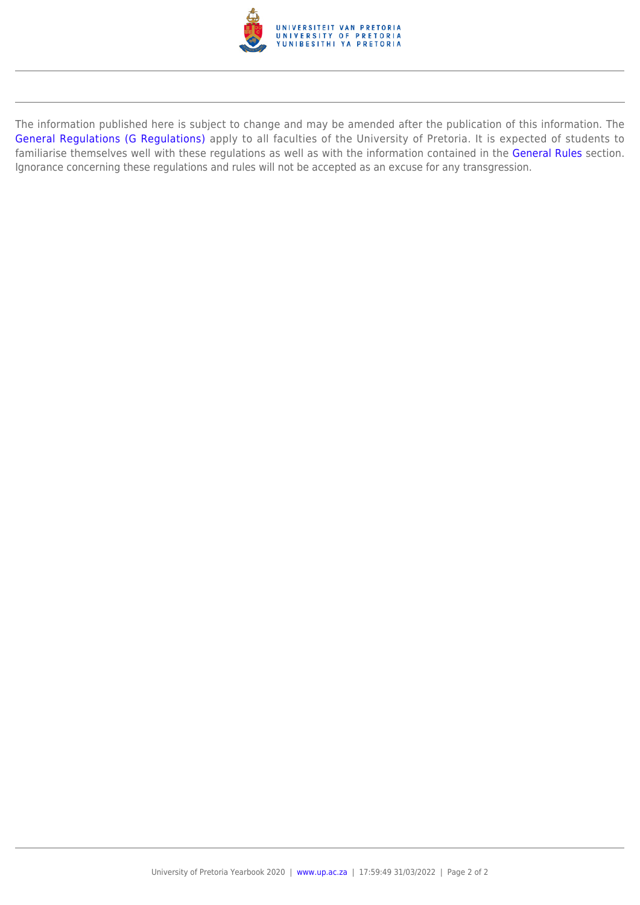The information published here is subject to change and may be amended after the publication of this information. The General Regulations (G Regulations) apply to all faculties of the University of Pretoria. It is expected of students to familiarise themselves well with these regulations as well as with the information contained in the General Rules section. Ignorance concerning these regulations and rules will not be accepted as an excuse for any transgression.